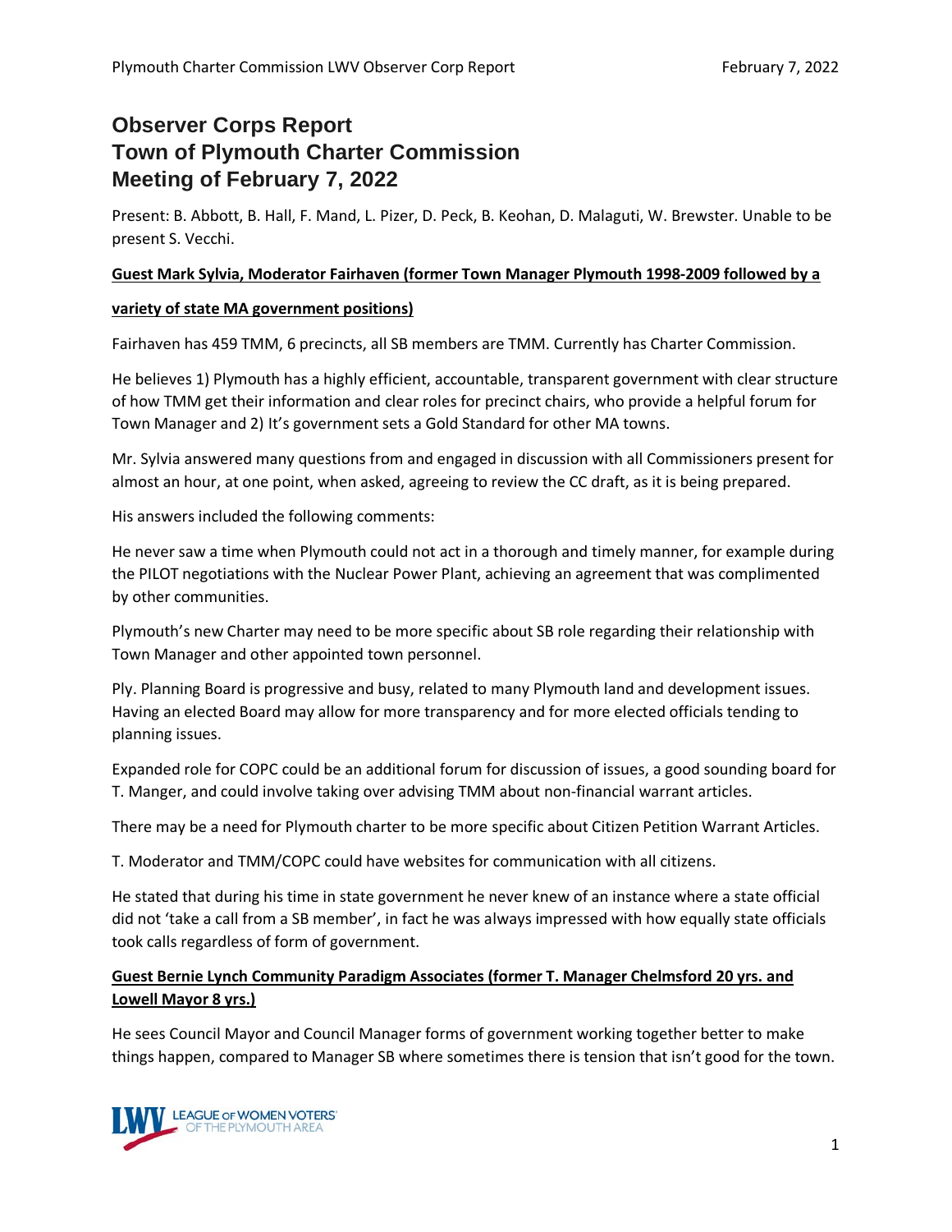# Observer Corps Report
# Town of Plymouth Charter Commission
# Meeting of February 7, 2022

Present: B. Abbott, B. Hall, F. Mand, L. Pizer, D. Peck, B. Keohan, D. Malaguti, W. Brewster. Unable to be present S. Vecchi.

**Guest Mark Sylvia, Moderator Fairhaven (former Town Manager Plymouth 1998-2009 followed by a variety of state MA government positions)**

Fairhaven has 459 TMM, 6 precincts, all SB members are TMM. Currently has Charter Commission.

He believes 1) Plymouth has a highly efficient, accountable, transparent government with clear structure of how TMM get their information and clear roles for precinct chairs, who provide a helpful forum for Town Manager and 2) It's government sets a Gold Standard for other MA towns.

Mr. Sylvia answered many questions from and engaged in discussion with all Commissioners present for almost an hour, at one point, when asked, agreeing to review the CC draft, as it is being prepared.

His answers included the following comments:

He never saw a time when Plymouth could not act in a thorough and timely manner, for example during the PILOT negotiations with the Nuclear Power Plant, achieving an agreement that was complimented by other communities.

Plymouth's new Charter may need to be more specific about SB role regarding their relationship with Town Manager and other appointed town personnel.

Ply. Planning Board is progressive and busy, related to many Plymouth land and development issues. Having an elected Board may allow for more transparency and for more elected officials tending to planning issues.

Expanded role for COPC could be an additional forum for discussion of issues, a good sounding board for T. Manger, and could involve taking over advising TMM about non-financial warrant articles.

There may be a need for Plymouth charter to be more specific about Citizen Petition Warrant Articles.

T. Moderator and TMM/COPC could have websites for communication with all citizens.

He stated that during his time in state government he never knew of an instance where a state official did not 'take a call from a SB member', in fact he was always impressed with how equally state officials took calls regardless of form of government.

**Guest Bernie Lynch Community Paradigm Associates (former T. Manager Chelmsford 20 yrs. and Lowell Mayor 8 yrs.)**

He sees Council Mayor and Council Manager forms of government working together better to make things happen, compared to Manager SB where sometimes there is tension that isn't good for the town.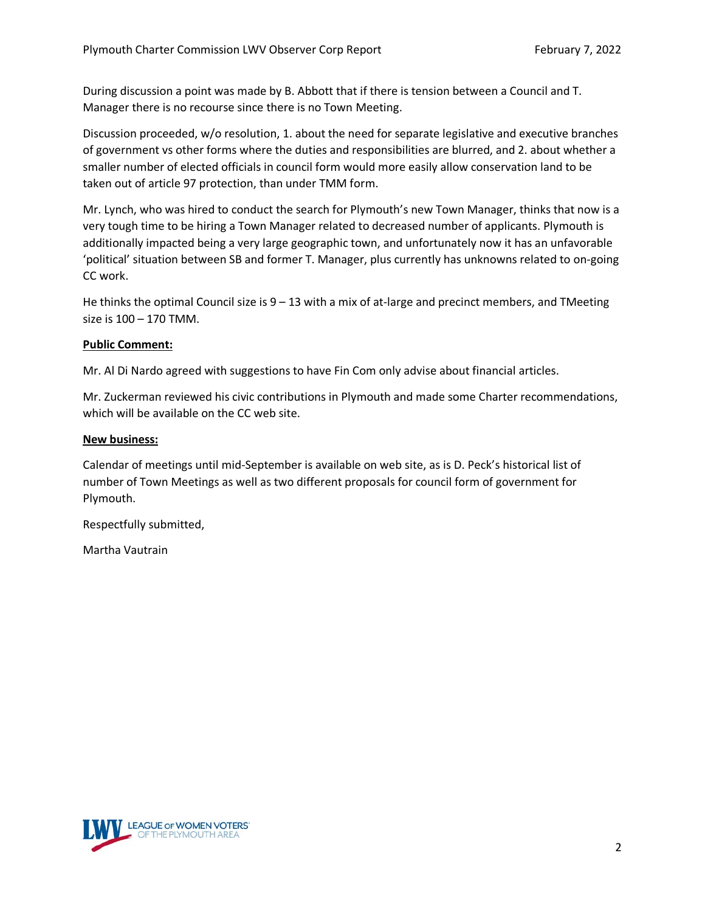During discussion a point was made by B. Abbott that if there is tension between a Council and T. Manager there is no recourse since there is no Town Meeting.

Discussion proceeded, w/o resolution, 1. about the need for separate legislative and executive branches of government vs other forms where the duties and responsibilities are blurred, and 2. about whether a smaller number of elected officials in council form would more easily allow conservation land to be taken out of article 97 protection, than under TMM form.

Mr. Lynch, who was hired to conduct the search for Plymouth's new Town Manager, thinks that now is a very tough time to be hiring a Town Manager related to decreased number of applicants. Plymouth is additionally impacted being a very large geographic town, and unfortunately now it has an unfavorable 'political' situation between SB and former T. Manager, plus currently has unknowns related to on-going CC work.

He thinks the optimal Council size is 9 – 13 with a mix of at-large and precinct members, and TMeeting size is 100 – 170 TMM.

**Public Comment:**

Mr. Al Di Nardo agreed with suggestions to have Fin Com only advise about financial articles.

Mr. Zuckerman reviewed his civic contributions in Plymouth and made some Charter recommendations, which will be available on the CC web site.

**New business:**

Calendar of meetings until mid-September is available on web site, as is D. Peck's historical list of number of Town Meetings as well as two different proposals for council form of government for Plymouth.

Respectfully submitted,

Martha Vautrain